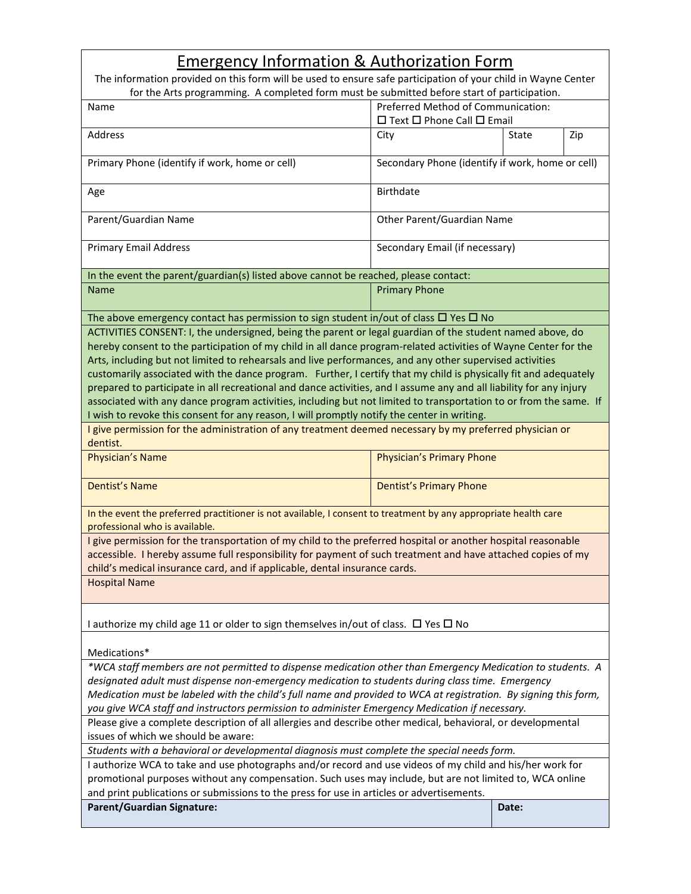# Emergency Information & Authorization Form

The information provided on this form will be used to ensure safe participation of your child in Wayne Center for the Arts programming. A completed form must be submitted before start of participation.

| Name | Preferred Method of Communication: ☐ Text ☐ Phone Call ☐ Email | | |
|---|---|---|---|
| Address | City | State | Zip |
| Primary Phone (identify if work, home or cell) | Secondary Phone (identify if work, home or cell) | | |
| Age | Birthdate | | |
| Parent/Guardian Name | Other Parent/Guardian Name | | |
| Primary Email Address | Secondary Email (if necessary) | | |

In the event the parent/guardian(s) listed above cannot be reached, please contact:

| Name | Primary Phone |
|---|---|
| | |

The above emergency contact has permission to sign student in/out of class ☐ Yes ☐ No

ACTIVITIES CONSENT: I, the undersigned, being the parent or legal guardian of the student named above, do hereby consent to the participation of my child in all dance program-related activities of Wayne Center for the Arts, including but not limited to rehearsals and live performances, and any other supervised activities customarily associated with the dance program. Further, I certify that my child is physically fit and adequately prepared to participate in all recreational and dance activities, and I assume any and all liability for any injury associated with any dance program activities, including but not limited to transportation to or from the same. If I wish to revoke this consent for any reason, I will promptly notify the center in writing.

I give permission for the administration of any treatment deemed necessary by my preferred physician or dentist.

| Physician's Name | Physician's Primary Phone |
|---|---|
| Dentist's Name | Dentist's Primary Phone |

In the event the preferred practitioner is not available, I consent to treatment by any appropriate health care professional who is available.

I give permission for the transportation of my child to the preferred hospital or another hospital reasonable accessible. I hereby assume full responsibility for payment of such treatment and have attached copies of my child's medical insurance card, and if applicable, dental insurance cards.

Hospital Name

I authorize my child age 11 or older to sign themselves in/out of class. ☐ Yes ☐ No

Medications*

*\*WCA staff members are not permitted to dispense medication other than Emergency Medication to students. A designated adult must dispense non-emergency medication to students during class time. Emergency Medication must be labeled with the child's full name and provided to WCA at registration. By signing this form, you give WCA staff and instructors permission to administer Emergency Medication if necessary.*

Please give a complete description of all allergies and describe other medical, behavioral, or developmental issues of which we should be aware:

*Students with a behavioral or developmental diagnosis must complete the special needs form.*

I authorize WCA to take and use photographs and/or record and use videos of my child and his/her work for promotional purposes without any compensation. Such uses may include, but are not limited to, WCA online and print publications or submissions to the press for use in articles or advertisements.

| **Parent/Guardian Signature:** | **Date:** |
|---|---|
| | |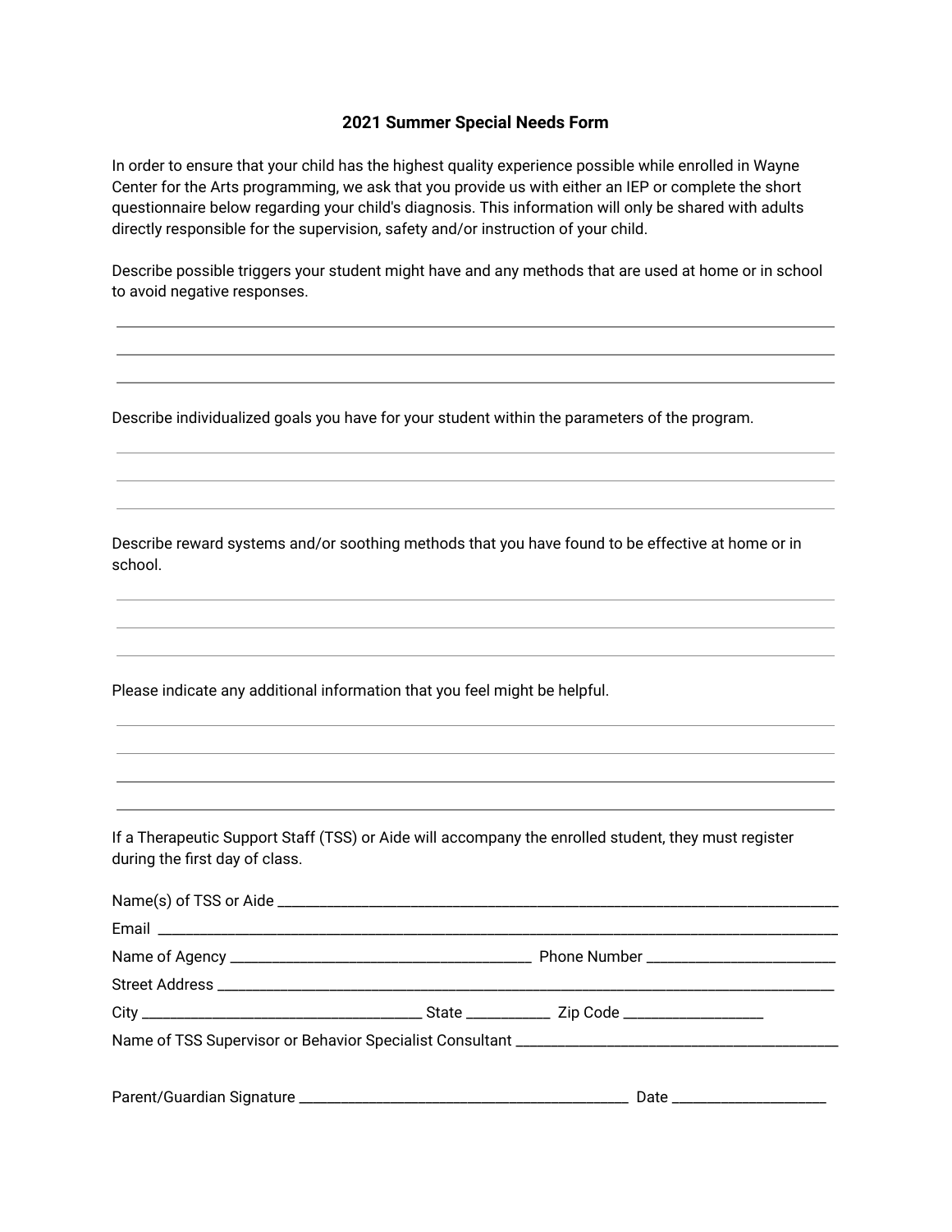**2021 Summer Special Needs Form**

In order to ensure that your child has the highest quality experience possible while enrolled in Wayne Center for the Arts programming, we ask that you provide us with either an IEP or complete the short questionnaire below regarding your child's diagnosis. This information will only be shared with adults directly responsible for the supervision, safety and/or instruction of your child.

Describe possible triggers your student might have and any methods that are used at home or in school to avoid negative responses.

\_\_\_\_\_\_\_\_\_\_\_\_\_\_\_\_\_\_\_\_\_\_\_\_\_\_\_\_\_\_\_\_\_\_\_\_\_\_\_\_\_\_\_\_\_\_\_\_\_\_\_\_\_\_\_\_\_\_\_\_\_\_\_\_\_\_\_\_\_\_\_\_\_\_\_\_\_\_

\_\_\_\_\_\_\_\_\_\_\_\_\_\_\_\_\_\_\_\_\_\_\_\_\_\_\_\_\_\_\_\_\_\_\_\_\_\_\_\_\_\_\_\_\_\_\_\_\_\_\_\_\_\_\_\_\_\_\_\_\_\_\_\_\_\_\_\_\_\_\_\_\_\_\_\_\_\_

\_\_\_\_\_\_\_\_\_\_\_\_\_\_\_\_\_\_\_\_\_\_\_\_\_\_\_\_\_\_\_\_\_\_\_\_\_\_\_\_\_\_\_\_\_\_\_\_\_\_\_\_\_\_\_\_\_\_\_\_\_\_\_\_\_\_\_\_\_\_\_\_\_\_\_\_\_\_

Describe individualized goals you have for your student within the parameters of the program.

\_\_\_\_\_\_\_\_\_\_\_\_\_\_\_\_\_\_\_\_\_\_\_\_\_\_\_\_\_\_\_\_\_\_\_\_\_\_\_\_\_\_\_\_\_\_\_\_\_\_\_\_\_\_\_\_\_\_\_\_\_\_\_\_\_\_\_\_\_\_\_\_\_\_\_\_\_\_

\_\_\_\_\_\_\_\_\_\_\_\_\_\_\_\_\_\_\_\_\_\_\_\_\_\_\_\_\_\_\_\_\_\_\_\_\_\_\_\_\_\_\_\_\_\_\_\_\_\_\_\_\_\_\_\_\_\_\_\_\_\_\_\_\_\_\_\_\_\_\_\_\_\_\_\_\_\_

\_\_\_\_\_\_\_\_\_\_\_\_\_\_\_\_\_\_\_\_\_\_\_\_\_\_\_\_\_\_\_\_\_\_\_\_\_\_\_\_\_\_\_\_\_\_\_\_\_\_\_\_\_\_\_\_\_\_\_\_\_\_\_\_\_\_\_\_\_\_\_\_\_\_\_\_\_\_

Describe reward systems and/or soothing methods that you have found to be effective at home or in school.

\_\_\_\_\_\_\_\_\_\_\_\_\_\_\_\_\_\_\_\_\_\_\_\_\_\_\_\_\_\_\_\_\_\_\_\_\_\_\_\_\_\_\_\_\_\_\_\_\_\_\_\_\_\_\_\_\_\_\_\_\_\_\_\_\_\_\_\_\_\_\_\_\_\_\_\_\_\_

\_\_\_\_\_\_\_\_\_\_\_\_\_\_\_\_\_\_\_\_\_\_\_\_\_\_\_\_\_\_\_\_\_\_\_\_\_\_\_\_\_\_\_\_\_\_\_\_\_\_\_\_\_\_\_\_\_\_\_\_\_\_\_\_\_\_\_\_\_\_\_\_\_\_\_\_\_\_

\_\_\_\_\_\_\_\_\_\_\_\_\_\_\_\_\_\_\_\_\_\_\_\_\_\_\_\_\_\_\_\_\_\_\_\_\_\_\_\_\_\_\_\_\_\_\_\_\_\_\_\_\_\_\_\_\_\_\_\_\_\_\_\_\_\_\_\_\_\_\_\_\_\_\_\_\_\_

Please indicate any additional information that you feel might be helpful.

\_\_\_\_\_\_\_\_\_\_\_\_\_\_\_\_\_\_\_\_\_\_\_\_\_\_\_\_\_\_\_\_\_\_\_\_\_\_\_\_\_\_\_\_\_\_\_\_\_\_\_\_\_\_\_\_\_\_\_\_\_\_\_\_\_\_\_\_\_\_\_\_\_\_\_\_\_\_

\_\_\_\_\_\_\_\_\_\_\_\_\_\_\_\_\_\_\_\_\_\_\_\_\_\_\_\_\_\_\_\_\_\_\_\_\_\_\_\_\_\_\_\_\_\_\_\_\_\_\_\_\_\_\_\_\_\_\_\_\_\_\_\_\_\_\_\_\_\_\_\_\_\_\_\_\_\_

\_\_\_\_\_\_\_\_\_\_\_\_\_\_\_\_\_\_\_\_\_\_\_\_\_\_\_\_\_\_\_\_\_\_\_\_\_\_\_\_\_\_\_\_\_\_\_\_\_\_\_\_\_\_\_\_\_\_\_\_\_\_\_\_\_\_\_\_\_\_\_\_\_\_\_\_\_\_

\_\_\_\_\_\_\_\_\_\_\_\_\_\_\_\_\_\_\_\_\_\_\_\_\_\_\_\_\_\_\_\_\_\_\_\_\_\_\_\_\_\_\_\_\_\_\_\_\_\_\_\_\_\_\_\_\_\_\_\_\_\_\_\_\_\_\_\_\_\_\_\_\_\_\_\_\_\_

If a Therapeutic Support Staff (TSS) or Aide will accompany the enrolled student, they must register during the first day of class.

Name(s) of TSS or Aide \_\_\_\_\_\_\_\_\_\_\_\_\_\_\_\_\_\_\_\_\_\_\_\_\_\_\_\_\_\_\_\_\_\_\_\_\_\_\_\_\_\_\_\_\_\_\_\_\_\_\_\_\_\_\_\_\_\_\_\_

Email \_\_\_\_\_\_\_\_\_\_\_\_\_\_\_\_\_\_\_\_\_\_\_\_\_\_\_\_\_\_\_\_\_\_\_\_\_\_\_\_\_\_\_\_\_\_\_\_\_\_\_\_\_\_\_\_\_\_\_\_\_\_\_\_\_\_\_\_\_\_\_\_

Name of Agency \_\_\_\_\_\_\_\_\_\_\_\_\_\_\_\_\_\_\_\_\_\_\_\_\_\_\_\_\_\_\_\_\_ Phone Number \_\_\_\_\_\_\_\_\_\_\_\_\_\_\_\_\_\_\_\_\_

Street Address \_\_\_\_\_\_\_\_\_\_\_\_\_\_\_\_\_\_\_\_\_\_\_\_\_\_\_\_\_\_\_\_\_\_\_\_\_\_\_\_\_\_\_\_\_\_\_\_\_\_\_\_\_\_\_\_\_\_\_\_\_\_\_\_\_\_

City \_\_\_\_\_\_\_\_\_\_\_\_\_\_\_\_\_\_\_\_\_\_\_\_\_\_\_\_\_\_\_ State \_\_\_\_\_\_\_\_\_ Zip Code \_\_\_\_\_\_\_\_\_\_\_\_\_\_\_

Name of TSS Supervisor or Behavior Specialist Consultant \_\_\_\_\_\_\_\_\_\_\_\_\_\_\_\_\_\_\_\_\_\_\_\_\_\_\_\_\_\_\_\_\_\_\_

Parent/Guardian Signature \_\_\_\_\_\_\_\_\_\_\_\_\_\_\_\_\_\_\_\_\_\_\_\_\_\_\_\_\_\_\_\_\_\_\_\_ Date \_\_\_\_\_\_\_\_\_\_\_\_\_\_\_\_